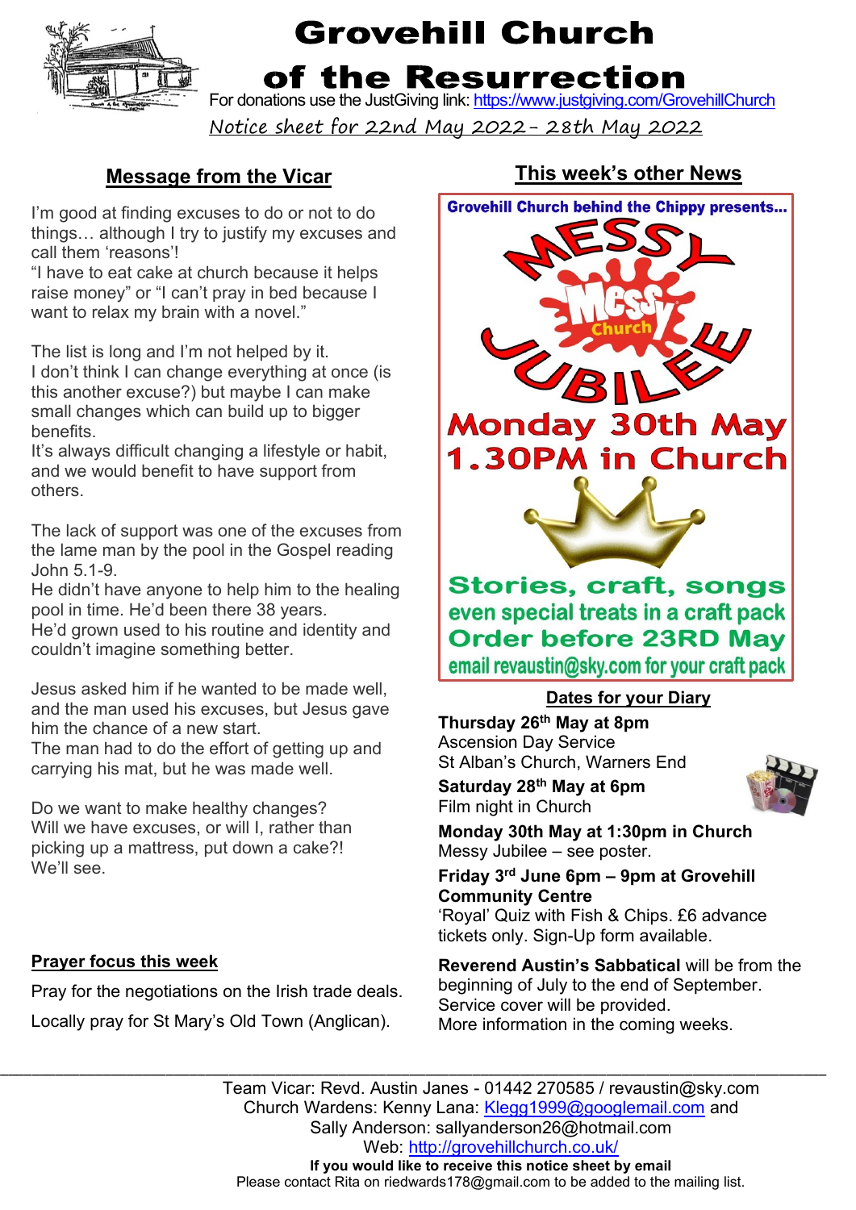# Grovehill Church of the Resurrection

For donations use the JustGiving link: https://www.justgiving.com/GrovehillChurch

Notice sheet for 22nd May 2022 – 28th May 2022

## Message from the Vicar

I'm good at finding excuses to do or not to do things… although I try to justify my excuses and call them 'reasons'!
"I have to eat cake at church because it helps raise money" or "I can't pray in bed because I want to relax my brain with a novel."

The list is long and I'm not helped by it.
I don't think I can change everything at once (is this another excuse?) but maybe I can make small changes which can build up to bigger benefits.
It's always difficult changing a lifestyle or habit, and we would benefit to have support from others.

The lack of support was one of the excuses from the lame man by the pool in the Gospel reading John 5.1-9.
He didn't have anyone to help him to the healing pool in time. He'd been there 38 years.
He'd grown used to his routine and identity and couldn't imagine something better.

Jesus asked him if he wanted to be made well, and the man used his excuses, but Jesus gave him the chance of a new start.
The man had to do the effort of getting up and carrying his mat, but he was made well.

Do we want to make healthy changes?
Will we have excuses, or will I, rather than picking up a mattress, put down a cake?!
We'll see.

### Prayer focus this week

Pray for the negotiations on the Irish trade deals.

Locally pray for St Mary's Old Town (Anglican).

## This week's other News

**Grovehill Church behind the Chippy presents…**

**MESSY JUBILEE**

**Messy Church**

**Monday 30th May**
**1.30PM in Church**

**Stories, craft, songs**
**even special treats in a craft pack**
**Order before 23RD May**
**email revaustin@sky.com for your craft pack**

### Dates for your Diary

**Thursday 26th May at 8pm**
Ascension Day Service
St Alban's Church, Warners End

**Saturday 28th May at 6pm**
Film night in Church

**Monday 30th May at 1:30pm in Church**
Messy Jubilee – see poster.

**Friday 3rd June 6pm – 9pm at Grovehill Community Centre**
'Royal' Quiz with Fish & Chips. £6 advance tickets only. Sign-Up form available.

**Reverend Austin's Sabbatical** will be from the beginning of July to the end of September. Service cover will be provided.
More information in the coming weeks.

---

Team Vicar: Revd. Austin Janes - 01442 270585 / revaustin@sky.com
Church Wardens: Kenny Lana: Klegg1999@googlemail.com and
Sally Anderson: sallyanderson26@hotmail.com
Web: http://grovehillchurch.co.uk/

**If you would like to receive this notice sheet by email**
Please contact Rita on riedwards178@gmail.com to be added to the mailing list.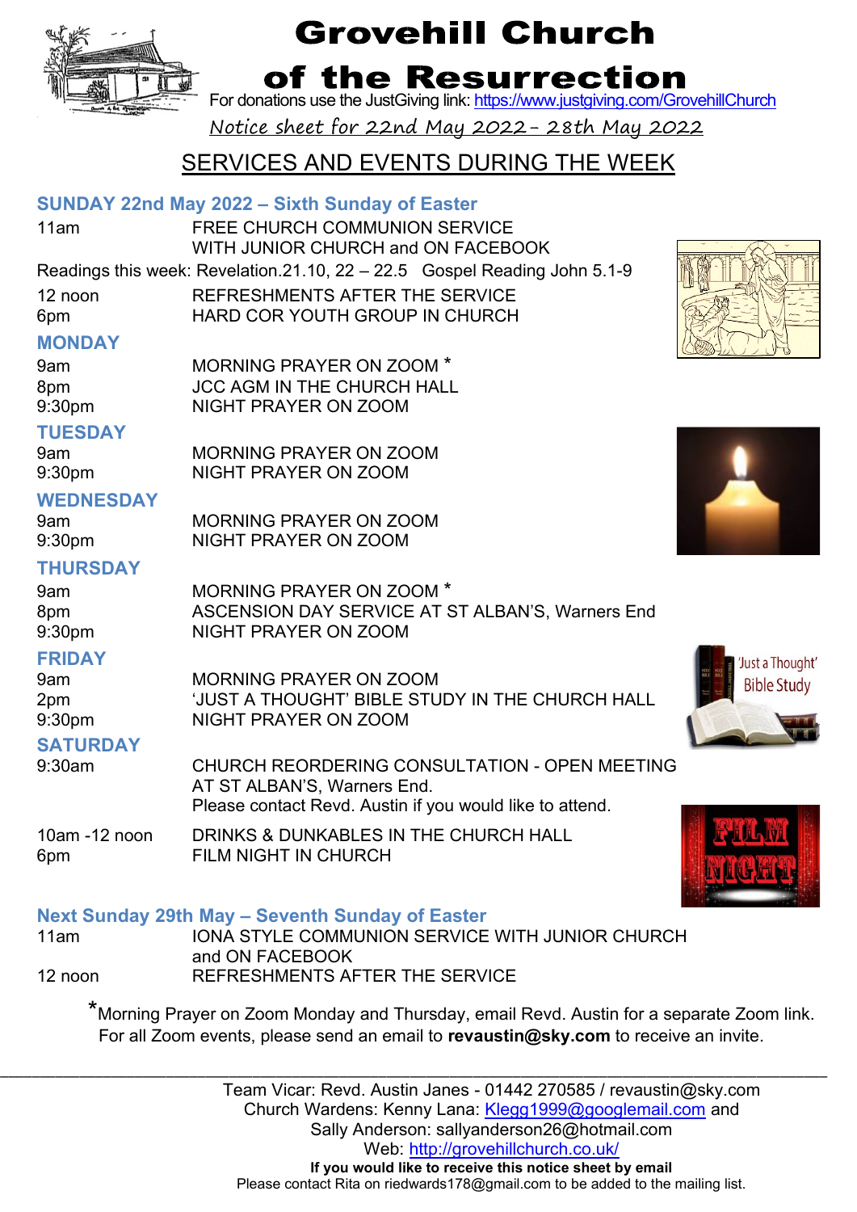# Grovehill Church of the Resurrection

For donations use the JustGiving link: https://www.justgiving.com/GrovehillChurch

*Notice sheet for 22nd May 2022 – 28th May 2022*

## SERVICES AND EVENTS DURING THE WEEK

### SUNDAY 22nd May 2022 – Sixth Sunday of Easter

| | |
|---|---|
| 11am | FREE CHURCH COMMUNION SERVICE WITH JUNIOR CHURCH and ON FACEBOOK |

Readings this week: Revelation.21.10, 22 – 22.5 Gospel Reading John 5.1-9

| | |
|---|---|
| 12 noon | REFRESHMENTS AFTER THE SERVICE |
| 6pm | HARD COR YOUTH GROUP IN CHURCH |

### MONDAY

| | |
|---|---|
| 9am | MORNING PRAYER ON ZOOM * |
| 8pm | JCC AGM IN THE CHURCH HALL |
| 9:30pm | NIGHT PRAYER ON ZOOM |

### TUESDAY

| | |
|---|---|
| 9am | MORNING PRAYER ON ZOOM |
| 9:30pm | NIGHT PRAYER ON ZOOM |

### WEDNESDAY

| | |
|---|---|
| 9am | MORNING PRAYER ON ZOOM |
| 9:30pm | NIGHT PRAYER ON ZOOM |

### THURSDAY

| | |
|---|---|
| 9am | MORNING PRAYER ON ZOOM * |
| 8pm | ASCENSION DAY SERVICE AT ST ALBAN'S, Warners End |
| 9:30pm | NIGHT PRAYER ON ZOOM |

### FRIDAY

| | |
|---|---|
| 9am | MORNING PRAYER ON ZOOM |
| 2pm | 'JUST A THOUGHT' BIBLE STUDY IN THE CHURCH HALL |
| 9:30pm | NIGHT PRAYER ON ZOOM |

### SATURDAY

| | |
|---|---|
| 9:30am | CHURCH REORDERING CONSULTATION - OPEN MEETING AT ST ALBAN'S, Warners End. Please contact Revd. Austin if you would like to attend. |
| 10am -12 noon | DRINKS & DUNKABLES IN THE CHURCH HALL |
| 6pm | FILM NIGHT IN CHURCH |

### Next Sunday 29th May – Seventh Sunday of Easter

| | |
|---|---|
| 11am | IONA STYLE COMMUNION SERVICE WITH JUNIOR CHURCH and ON FACEBOOK |
| 12 noon | REFRESHMENTS AFTER THE SERVICE |

*Morning Prayer on Zoom Monday and Thursday, email Revd. Austin for a separate Zoom link. For all Zoom events, please send an email to **revaustin@sky.com** to receive an invite.

---

Team Vicar: Revd. Austin Janes - 01442 270585 / revaustin@sky.com
Church Wardens: Kenny Lana: Klegg1999@googlemail.com and
Sally Anderson: sallyanderson26@hotmail.com
Web: http://grovehillchurch.co.uk/

**If you would like to receive this notice sheet by email**
Please contact Rita on riedwards178@gmail.com to be added to the mailing list.